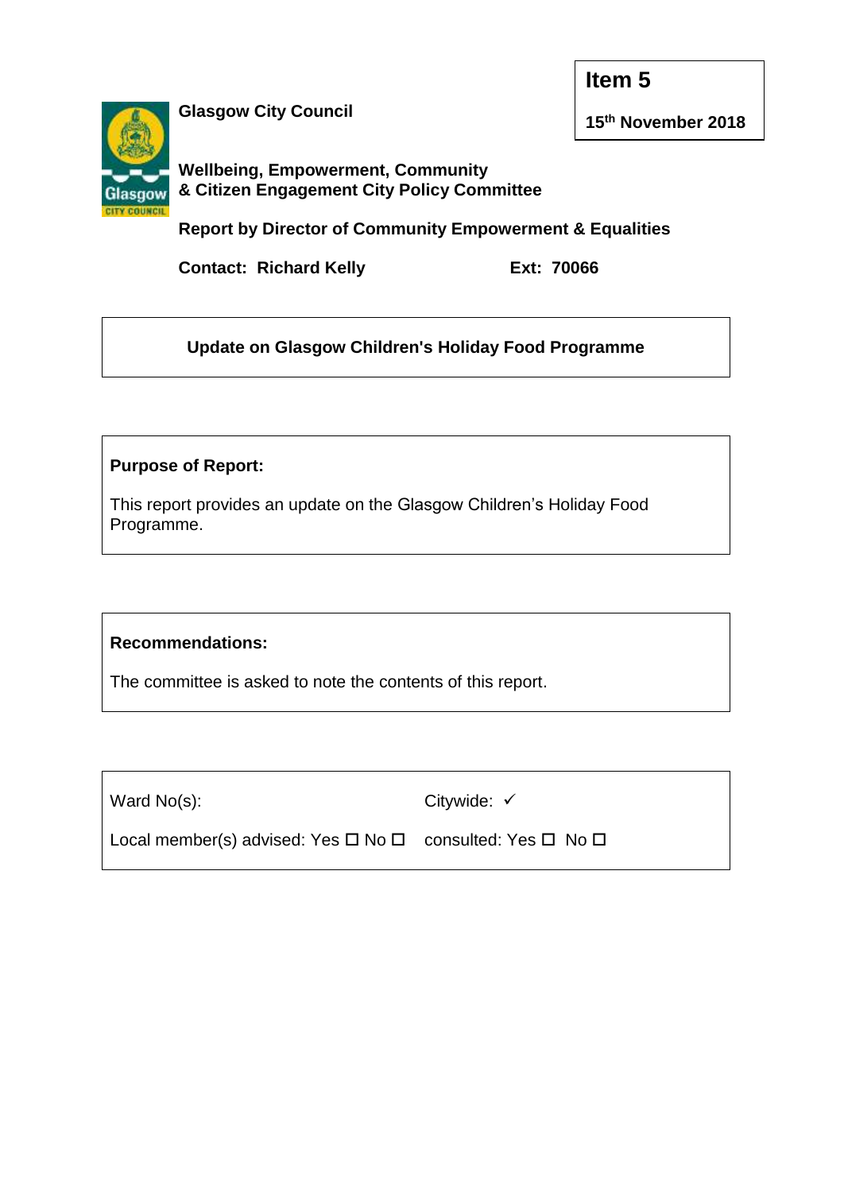**Item 5**

**15th November 2018**

**Glasgow City Council**

**Wellbeing, Empowerment, Community & Citizen Engagement City Policy Committee**

**Report by Director of Community Empowerment & Equalities**

**Contact: Richard Kelly** **Ext: 70066**

## Update on Glasgow Children's Holiday Food Programme

**Purpose of Report:**

This report provides an update on the Glasgow Children's Holiday Food Programme.

**Recommendations:**

The committee is asked to note the contents of this report.

| | |
|---|---|
| Ward No(s): | Citywide: ✓ |
| Local member(s) advised: Yes ☐ No ☐ | consulted: Yes ☐ No ☐ |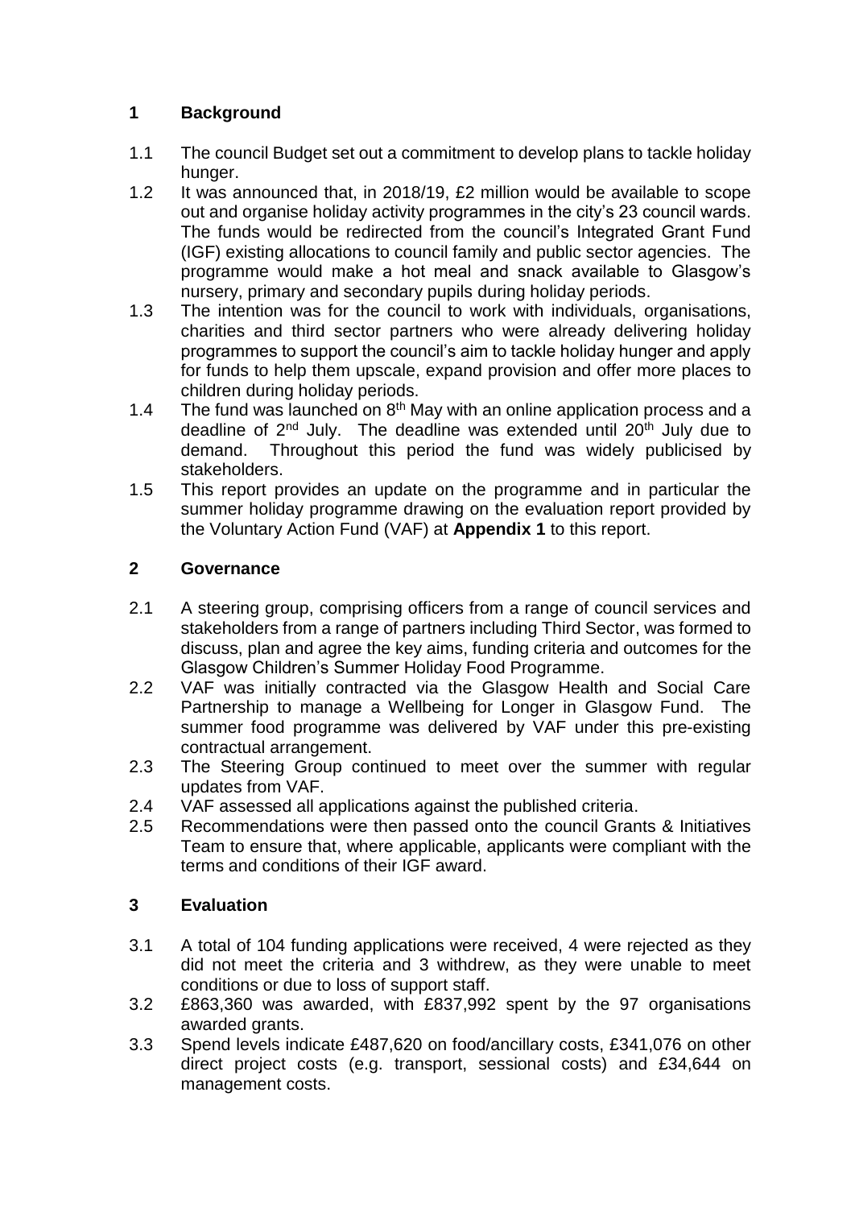## 1 Background

1.1 The council Budget set out a commitment to develop plans to tackle holiday hunger.

1.2 It was announced that, in 2018/19, £2 million would be available to scope out and organise holiday activity programmes in the city's 23 council wards. The funds would be redirected from the council's Integrated Grant Fund (IGF) existing allocations to council family and public sector agencies. The programme would make a hot meal and snack available to Glasgow's nursery, primary and secondary pupils during holiday periods.

1.3 The intention was for the council to work with individuals, organisations, charities and third sector partners who were already delivering holiday programmes to support the council's aim to tackle holiday hunger and apply for funds to help them upscale, expand provision and offer more places to children during holiday periods.

1.4 The fund was launched on 8th May with an online application process and a deadline of 2nd July. The deadline was extended until 20th July due to demand. Throughout this period the fund was widely publicised by stakeholders.

1.5 This report provides an update on the programme and in particular the summer holiday programme drawing on the evaluation report provided by the Voluntary Action Fund (VAF) at **Appendix 1** to this report.

## 2 Governance

2.1 A steering group, comprising officers from a range of council services and stakeholders from a range of partners including Third Sector, was formed to discuss, plan and agree the key aims, funding criteria and outcomes for the Glasgow Children's Summer Holiday Food Programme.

2.2 VAF was initially contracted via the Glasgow Health and Social Care Partnership to manage a Wellbeing for Longer in Glasgow Fund. The summer food programme was delivered by VAF under this pre-existing contractual arrangement.

2.3 The Steering Group continued to meet over the summer with regular updates from VAF.

2.4 VAF assessed all applications against the published criteria.

2.5 Recommendations were then passed onto the council Grants & Initiatives Team to ensure that, where applicable, applicants were compliant with the terms and conditions of their IGF award.

## 3 Evaluation

3.1 A total of 104 funding applications were received, 4 were rejected as they did not meet the criteria and 3 withdrew, as they were unable to meet conditions or due to loss of support staff.

3.2 £863,360 was awarded, with £837,992 spent by the 97 organisations awarded grants.

3.3 Spend levels indicate £487,620 on food/ancillary costs, £341,076 on other direct project costs (e.g. transport, sessional costs) and £34,644 on management costs.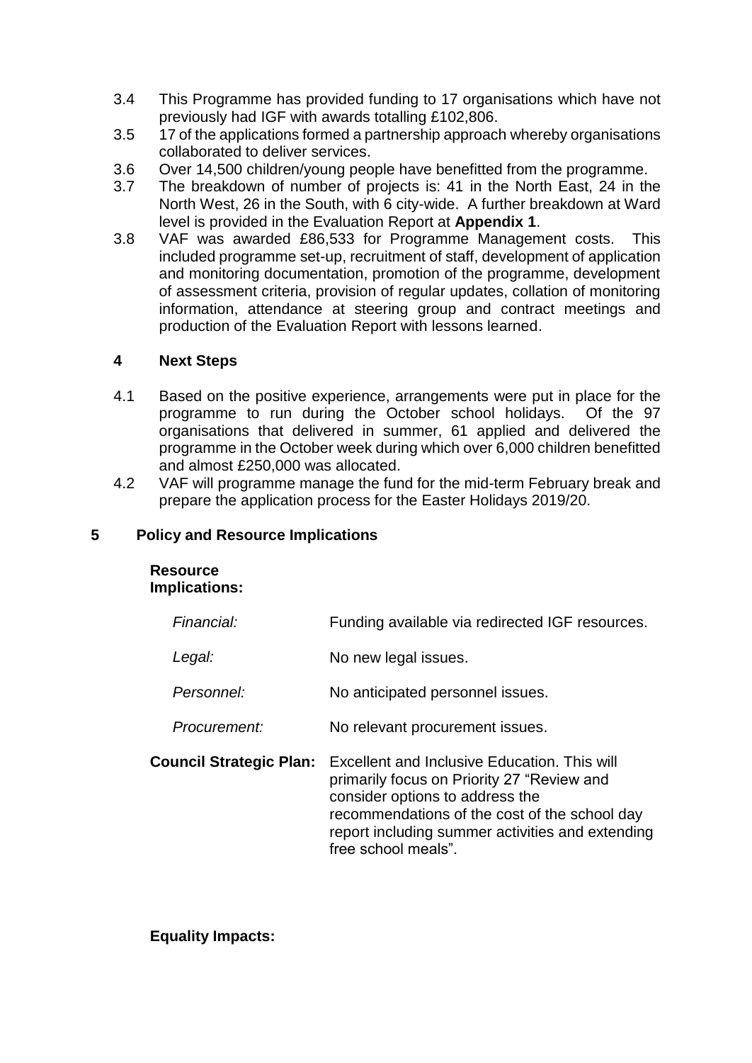3.4 This Programme has provided funding to 17 organisations which have not previously had IGF with awards totalling £102,806.

3.5 17 of the applications formed a partnership approach whereby organisations collaborated to deliver services.

3.6 Over 14,500 children/young people have benefitted from the programme.

3.7 The breakdown of number of projects is: 41 in the North East, 24 in the North West, 26 in the South, with 6 city-wide. A further breakdown at Ward level is provided in the Evaluation Report at **Appendix 1**.

3.8 VAF was awarded £86,533 for Programme Management costs. This included programme set-up, recruitment of staff, development of application and monitoring documentation, promotion of the programme, development of assessment criteria, provision of regular updates, collation of monitoring information, attendance at steering group and contract meetings and production of the Evaluation Report with lessons learned.

## 4 Next Steps

4.1 Based on the positive experience, arrangements were put in place for the programme to run during the October school holidays. Of the 97 organisations that delivered in summer, 61 applied and delivered the programme in the October week during which over 6,000 children benefitted and almost £250,000 was allocated.

4.2 VAF will programme manage the fund for the mid-term February break and prepare the application process for the Easter Holidays 2019/20.

## 5 Policy and Resource Implications

**Resource Implications:**

| | |
|---|---|
| *Financial:* | Funding available via redirected IGF resources. |
| *Legal:* | No new legal issues. |
| *Personnel:* | No anticipated personnel issues. |
| *Procurement:* | No relevant procurement issues. |
| **Council Strategic Plan:** | Excellent and Inclusive Education. This will primarily focus on Priority 27 "Review and consider options to address the recommendations of the cost of the school day report including summer activities and extending free school meals". |

**Equality Impacts:**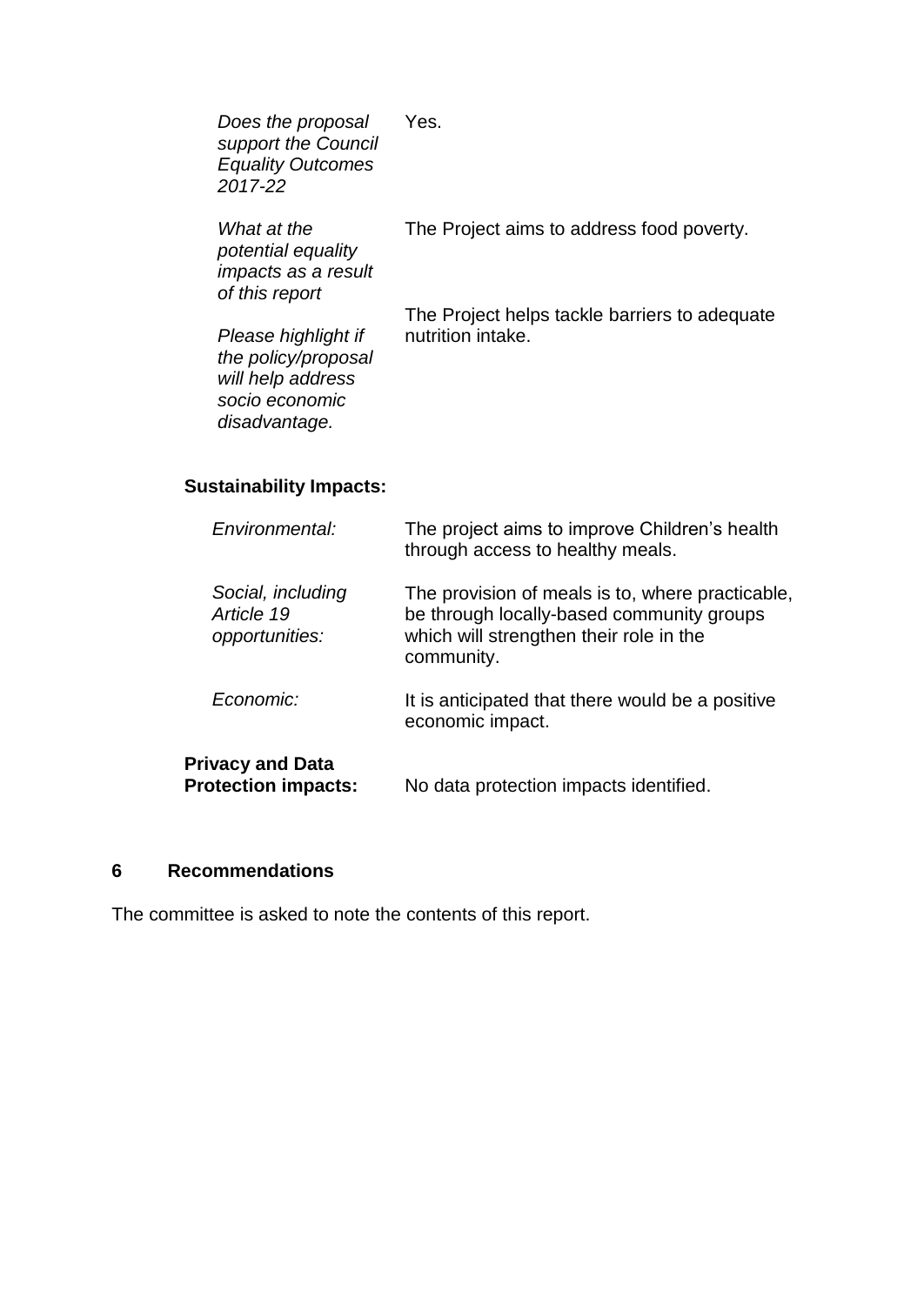| | |
|---|---|
| *Does the proposal support the Council Equality Outcomes 2017-22* | Yes. |
| *What at the potential equality impacts as a result of this report* | The Project aims to address food poverty. |
| *Please highlight if the policy/proposal will help address socio economic disadvantage.* | The Project helps tackle barriers to adequate nutrition intake. |

**Sustainability Impacts:**

| | |
|---|---|
| *Environmental:* | The project aims to improve Children's health through access to healthy meals. |
| *Social, including Article 19 opportunities:* | The provision of meals is to, where practicable, be through locally-based community groups which will strengthen their role in the community. |
| *Economic:* | It is anticipated that there would be a positive economic impact. |

| | |
|---|---|
| **Privacy and Data Protection impacts:** | No data protection impacts identified. |

## 6 Recommendations

The committee is asked to note the contents of this report.